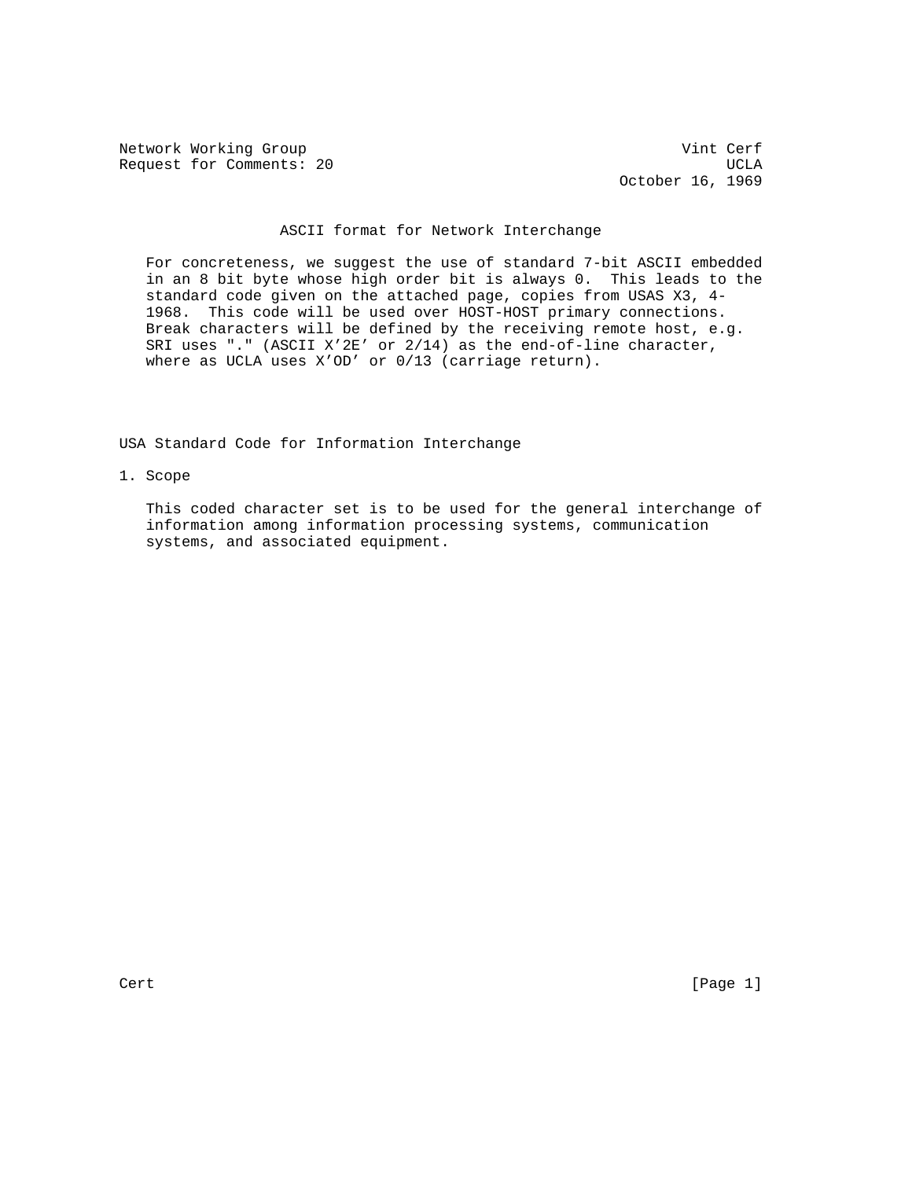Network Working Group Vint Cerf
Request for Comments: 20 UCLA
October 16, 1969

# ASCII format for Network Interchange

For concreteness, we suggest the use of standard 7-bit ASCII embedded in an 8 bit byte whose high order bit is always 0. This leads to the standard code given on the attached page, copies from USAS X3, 4-1968. This code will be used over HOST-HOST primary connections. Break characters will be defined by the receiving remote host, e.g. SRI uses "." (ASCII X’2E’ or 2/14) as the end-of-line character, where as UCLA uses X’OD’ or 0/13 (carriage return).

## USA Standard Code for Information Interchange

### 1. Scope

This coded character set is to be used for the general interchange of information among information processing systems, communication systems, and associated equipment.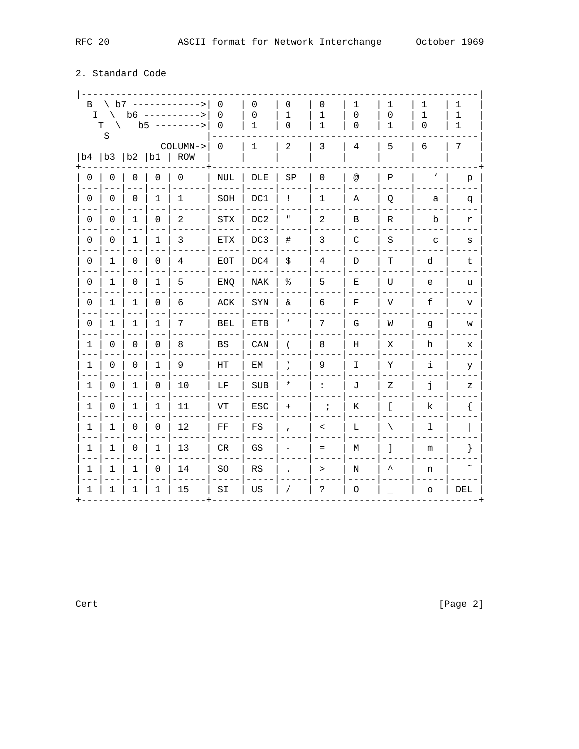## 2. Standard Code

| b7 | | | | | 0 | 0 | 0 | 0 | 1 | 1 | 1 | 1 |
|---|---|---|---|---|---|---|---|---|---|---|---|---|
| b6 | | | | | 0 | 0 | 1 | 1 | 0 | 0 | 1 | 1 |
| b5 | | | | | 0 | 1 | 0 | 1 | 0 | 1 | 0 | 1 |
| | | | | COLUMN-> | 0 | 1 | 2 | 3 | 4 | 5 | 6 | 7 |
| b4 | b3 | b2 | b1 | ROW | | | | | | | | |
| 0 | 0 | 0 | 0 | 0 | NUL | DLE | SP | 0 | @ | P | ‘ | p |
| 0 | 0 | 0 | 1 | 1 | SOH | DC1 | ! | 1 | A | Q | a | q |
| 0 | 0 | 1 | 0 | 2 | STX | DC2 | " | 2 | B | R | b | r |
| 0 | 0 | 1 | 1 | 3 | ETX | DC3 | # | 3 | C | S | c | s |
| 0 | 1 | 0 | 0 | 4 | EOT | DC4 | $ | 4 | D | T | d | t |
| 0 | 1 | 0 | 1 | 5 | ENQ | NAK | % | 5 | E | U | e | u |
| 0 | 1 | 1 | 0 | 6 | ACK | SYN | & | 6 | F | V | f | v |
| 0 | 1 | 1 | 1 | 7 | BEL | ETB | ’ | 7 | G | W | g | w |
| 1 | 0 | 0 | 0 | 8 | BS | CAN | ( | 8 | H | X | h | x |
| 1 | 0 | 0 | 1 | 9 | HT | EM | ) | 9 | I | Y | i | y |
| 1 | 0 | 1 | 0 | 10 | LF | SUB | * | : | J | Z | j | z |
| 1 | 0 | 1 | 1 | 11 | VT | ESC | + | ; | K | [ | k | { |
| 1 | 1 | 0 | 0 | 12 | FF | FS | , | < | L | \ | l | \| |
| 1 | 1 | 0 | 1 | 13 | CR | GS | - | = | M | ] | m | } |
| 1 | 1 | 1 | 0 | 14 | SO | RS | . | > | N | ^ | n | ˜ |
| 1 | 1 | 1 | 1 | 15 | SI | US | / | ? | O | _ | o | DEL |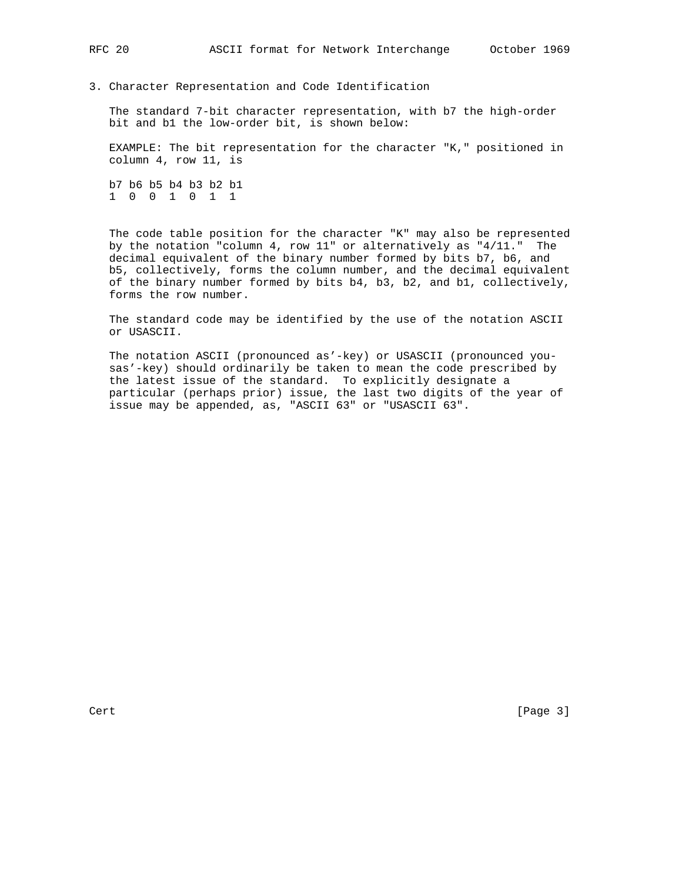## 3. Character Representation and Code Identification

The standard 7-bit character representation, with b7 the high-order bit and b1 the low-order bit, is shown below:

EXAMPLE: The bit representation for the character "K," positioned in column 4, row 11, is

```
b7 b6 b5 b4 b3 b2 b1
1  0  0  1  0  1  1
```

The code table position for the character "K" may also be represented by the notation "column 4, row 11" or alternatively as "4/11." The decimal equivalent of the binary number formed by bits b7, b6, and b5, collectively, forms the column number, and the decimal equivalent of the binary number formed by bits b4, b3, b2, and b1, collectively, forms the row number.

The standard code may be identified by the use of the notation ASCII or USASCII.

The notation ASCII (pronounced as'-key) or USASCII (pronounced you-sas'-key) should ordinarily be taken to mean the code prescribed by the latest issue of the standard. To explicitly designate a particular (perhaps prior) issue, the last two digits of the year of issue may be appended, as, "ASCII 63" or "USASCII 63".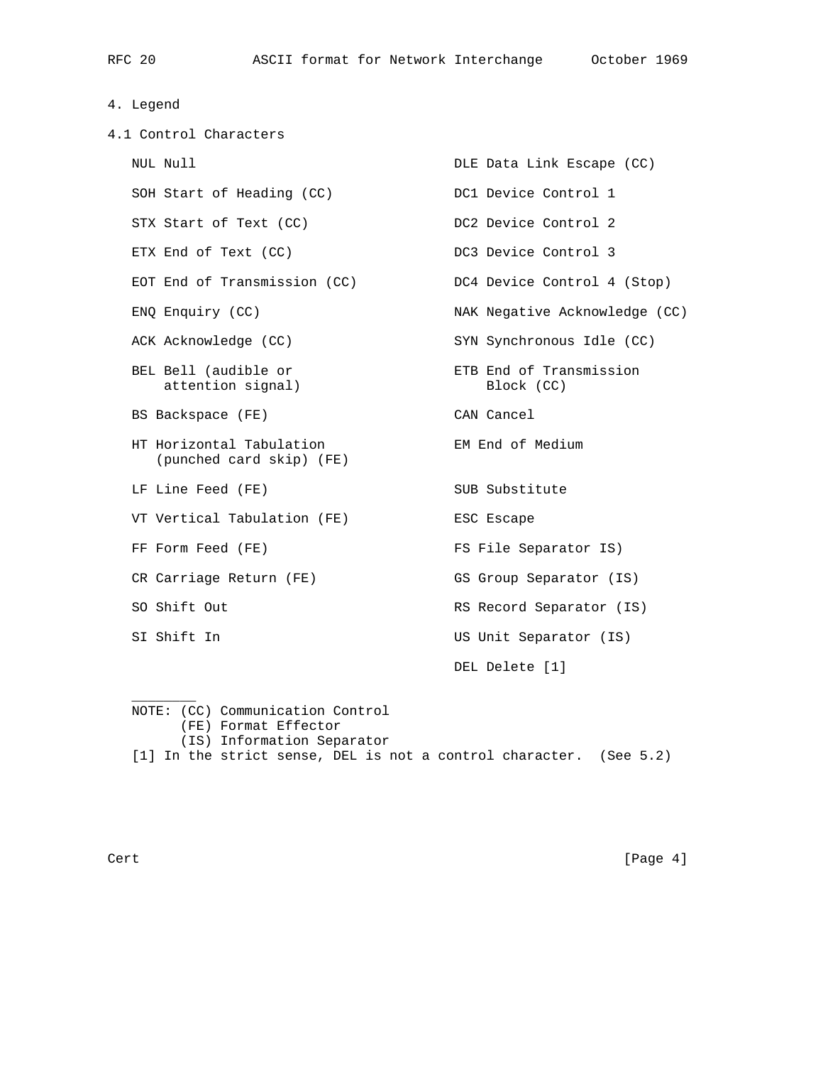## 4. Legend

### 4.1 Control Characters

NUL Null

SOH Start of Heading (CC)

STX Start of Text (CC)

ETX End of Text (CC)

EOT End of Transmission (CC)

ENQ Enquiry (CC)

ACK Acknowledge (CC)

BEL Bell (audible or attention signal)

BS Backspace (FE)

HT Horizontal Tabulation (punched card skip) (FE)

LF Line Feed (FE)

VT Vertical Tabulation (FE)

FF Form Feed (FE)

CR Carriage Return (FE)

SO Shift Out

SI Shift In

DLE Data Link Escape (CC)

DC1 Device Control 1

DC2 Device Control 2

DC3 Device Control 3

DC4 Device Control 4 (Stop)

NAK Negative Acknowledge (CC)

SYN Synchronous Idle (CC)

ETB End of Transmission Block (CC)

CAN Cancel

EM End of Medium

SUB Substitute

ESC Escape

FS File Separator IS)

GS Group Separator (IS)

RS Record Separator (IS)

US Unit Separator (IS)

DEL Delete [1]

---

NOTE: (CC) Communication Control
(FE) Format Effector
(IS) Information Separator

[1] In the strict sense, DEL is not a control character. (See 5.2)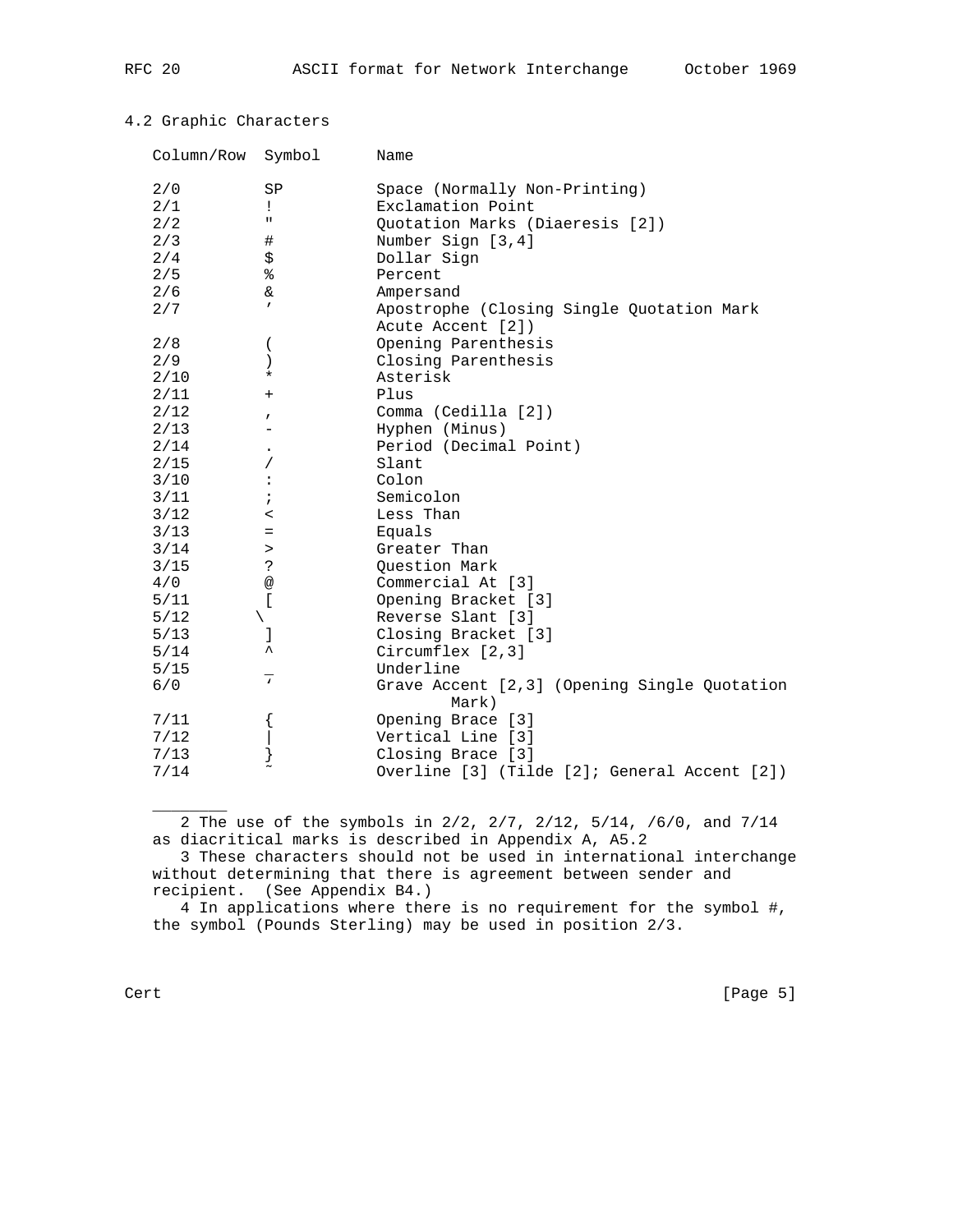## 4.2 Graphic Characters

| Column/Row | Symbol | Name |
|---|---|---|
| 2/0 | SP | Space (Normally Non-Printing) |
| 2/1 | ! | Exclamation Point |
| 2/2 | " | Quotation Marks (Diaeresis [2]) |
| 2/3 | # | Number Sign [3,4] |
| 2/4 | $ | Dollar Sign |
| 2/5 | % | Percent |
| 2/6 | & | Ampersand |
| 2/7 | ' | Apostrophe (Closing Single Quotation Mark Acute Accent [2]) |
| 2/8 | ( | Opening Parenthesis |
| 2/9 | ) | Closing Parenthesis |
| 2/10 | * | Asterisk |
| 2/11 | + | Plus |
| 2/12 | , | Comma (Cedilla [2]) |
| 2/13 | - | Hyphen (Minus) |
| 2/14 | . | Period (Decimal Point) |
| 2/15 | / | Slant |
| 3/10 | : | Colon |
| 3/11 | ; | Semicolon |
| 3/12 | < | Less Than |
| 3/13 | = | Equals |
| 3/14 | > | Greater Than |
| 3/15 | ? | Question Mark |
| 4/0 | @ | Commercial At [3] |
| 5/11 | [ | Opening Bracket [3] |
| 5/12 | \ | Reverse Slant [3] |
| 5/13 | ] | Closing Bracket [3] |
| 5/14 | ^ | Circumflex [2,3] |
| 5/15 | _ | Underline |
| 6/0 | ` | Grave Accent [2,3] (Opening Single Quotation Mark) |
| 7/11 | { | Opening Brace [3] |
| 7/12 | \| | Vertical Line [3] |
| 7/13 | } | Closing Brace [3] |
| 7/14 | ~ | Overline [3] (Tilde [2]; General Accent [2]) |

________

2 The use of the symbols in 2/2, 2/7, 2/12, 5/14, /6/0, and 7/14 as diacritical marks is described in Appendix A, A5.2

3 These characters should not be used in international interchange without determining that there is agreement between sender and recipient. (See Appendix B4.)

4 In applications where there is no requirement for the symbol #, the symbol (Pounds Sterling) may be used in position 2/3.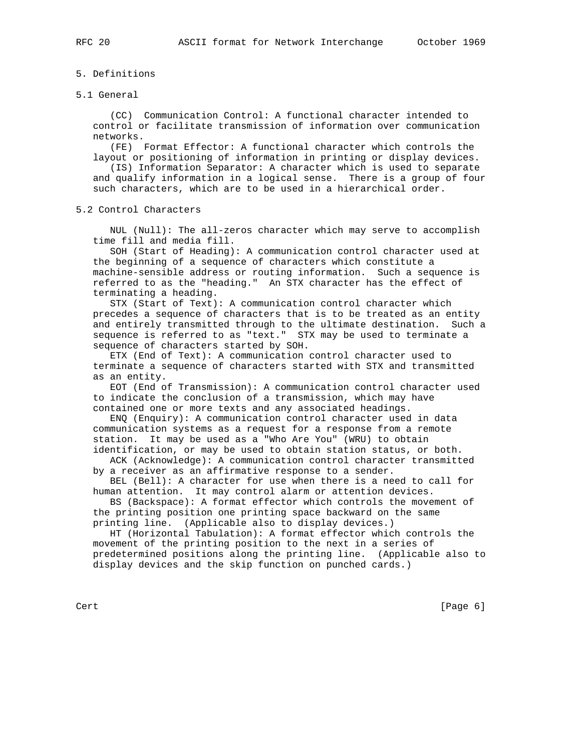## 5. Definitions

### 5.1 General

(CC) Communication Control: A functional character intended to control or facilitate transmission of information over communication networks.

(FE) Format Effector: A functional character which controls the layout or positioning of information in printing or display devices.

(IS) Information Separator: A character which is used to separate and qualify information in a logical sense. There is a group of four such characters, which are to be used in a hierarchical order.

### 5.2 Control Characters

NUL (Null): The all-zeros character which may serve to accomplish time fill and media fill.

SOH (Start of Heading): A communication control character used at the beginning of a sequence of characters which constitute a machine-sensible address or routing information. Such a sequence is referred to as the "heading." An STX character has the effect of terminating a heading.

STX (Start of Text): A communication control character which precedes a sequence of characters that is to be treated as an entity and entirely transmitted through to the ultimate destination. Such a sequence is referred to as "text." STX may be used to terminate a sequence of characters started by SOH.

ETX (End of Text): A communication control character used to terminate a sequence of characters started with STX and transmitted as an entity.

EOT (End of Transmission): A communication control character used to indicate the conclusion of a transmission, which may have contained one or more texts and any associated headings.

ENQ (Enquiry): A communication control character used in data communication systems as a request for a response from a remote station. It may be used as a "Who Are You" (WRU) to obtain identification, or may be used to obtain station status, or both.

ACK (Acknowledge): A communication control character transmitted by a receiver as an affirmative response to a sender.

BEL (Bell): A character for use when there is a need to call for human attention. It may control alarm or attention devices.

BS (Backspace): A format effector which controls the movement of the printing position one printing space backward on the same printing line. (Applicable also to display devices.)

HT (Horizontal Tabulation): A format effector which controls the movement of the printing position to the next in a series of predetermined positions along the printing line. (Applicable also to display devices and the skip function on punched cards.)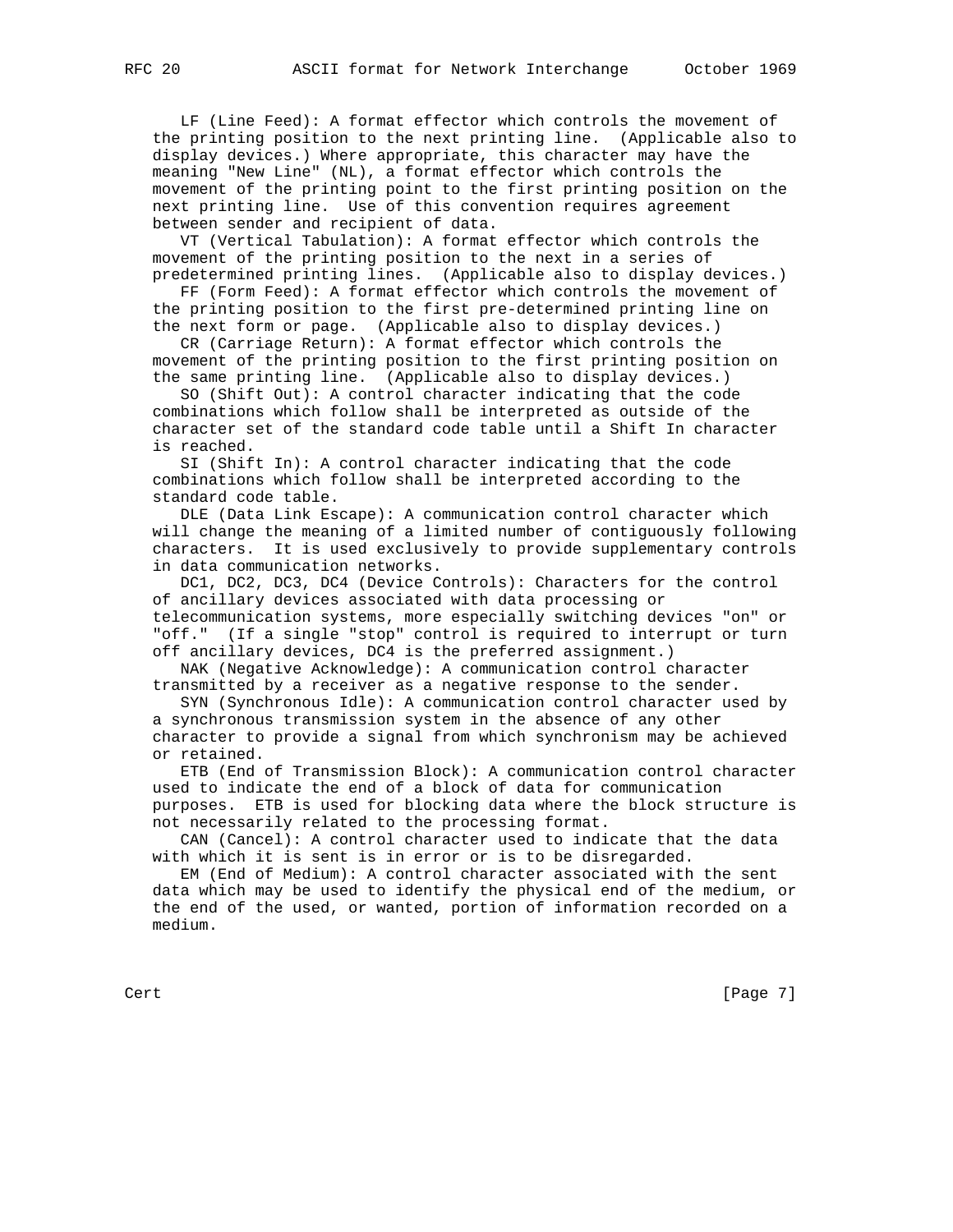LF (Line Feed): A format effector which controls the movement of the printing position to the next printing line. (Applicable also to display devices.) Where appropriate, this character may have the meaning "New Line" (NL), a format effector which controls the movement of the printing point to the first printing position on the next printing line. Use of this convention requires agreement between sender and recipient of data.

VT (Vertical Tabulation): A format effector which controls the movement of the printing position to the next in a series of predetermined printing lines. (Applicable also to display devices.)

FF (Form Feed): A format effector which controls the movement of the printing position to the first pre-determined printing line on the next form or page. (Applicable also to display devices.)

CR (Carriage Return): A format effector which controls the movement of the printing position to the first printing position on the same printing line. (Applicable also to display devices.)

SO (Shift Out): A control character indicating that the code combinations which follow shall be interpreted as outside of the character set of the standard code table until a Shift In character is reached.

SI (Shift In): A control character indicating that the code combinations which follow shall be interpreted according to the standard code table.

DLE (Data Link Escape): A communication control character which will change the meaning of a limited number of contiguously following characters. It is used exclusively to provide supplementary controls in data communication networks.

DC1, DC2, DC3, DC4 (Device Controls): Characters for the control of ancillary devices associated with data processing or telecommunication systems, more especially switching devices "on" or "off." (If a single "stop" control is required to interrupt or turn off ancillary devices, DC4 is the preferred assignment.)

NAK (Negative Acknowledge): A communication control character transmitted by a receiver as a negative response to the sender.

SYN (Synchronous Idle): A communication control character used by a synchronous transmission system in the absence of any other character to provide a signal from which synchronism may be achieved or retained.

ETB (End of Transmission Block): A communication control character used to indicate the end of a block of data for communication purposes. ETB is used for blocking data where the block structure is not necessarily related to the processing format.

CAN (Cancel): A control character used to indicate that the data with which it is sent is in error or is to be disregarded.

EM (End of Medium): A control character associated with the sent data which may be used to identify the physical end of the medium, or the end of the used, or wanted, portion of information recorded on a medium.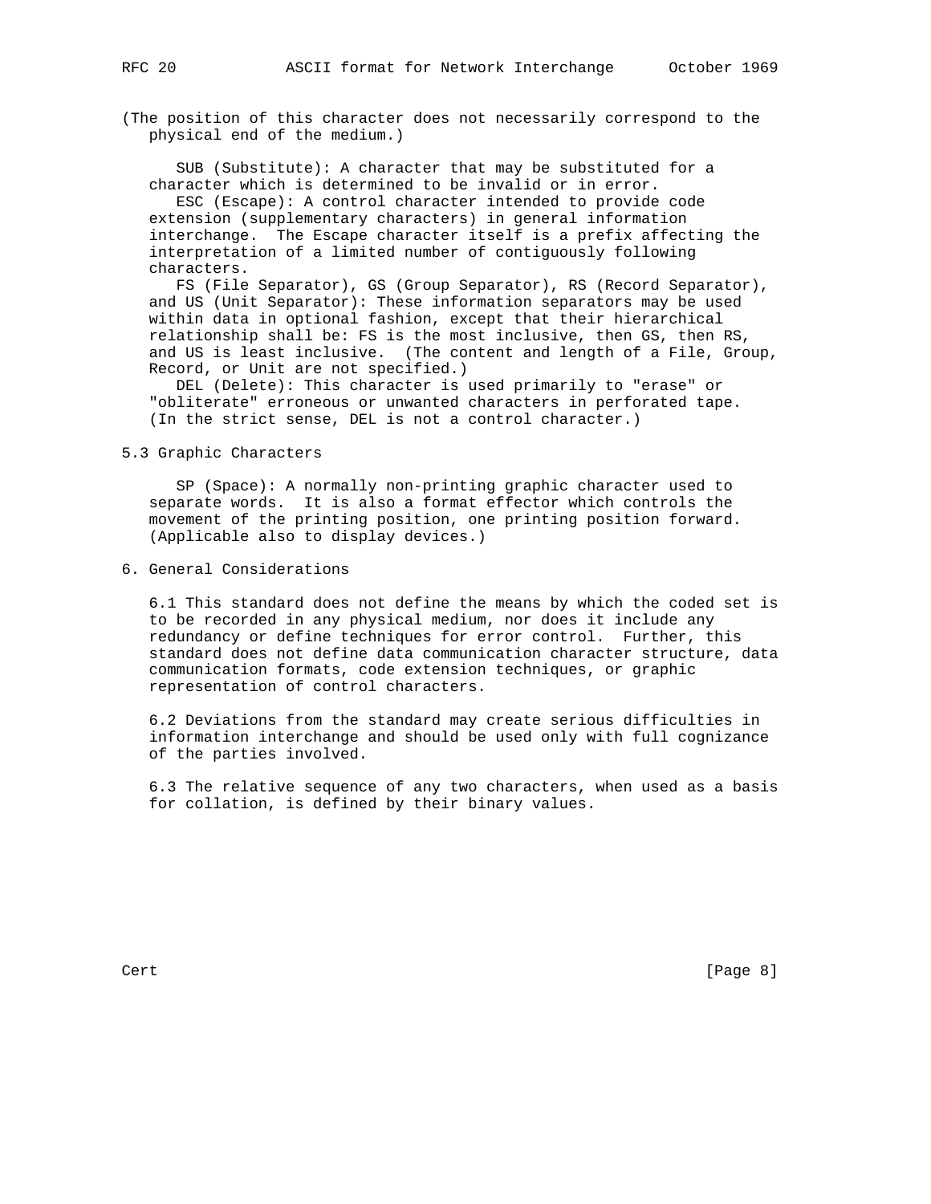(The position of this character does not necessarily correspond to the physical end of the medium.)

SUB (Substitute): A character that may be substituted for a character which is determined to be invalid or in error.

ESC (Escape): A control character intended to provide code extension (supplementary characters) in general information interchange. The Escape character itself is a prefix affecting the interpretation of a limited number of contiguously following characters.

FS (File Separator), GS (Group Separator), RS (Record Separator), and US (Unit Separator): These information separators may be used within data in optional fashion, except that their hierarchical relationship shall be: FS is the most inclusive, then GS, then RS, and US is least inclusive. (The content and length of a File, Group, Record, or Unit are not specified.)

DEL (Delete): This character is used primarily to "erase" or "obliterate" erroneous or unwanted characters in perforated tape. (In the strict sense, DEL is not a control character.)

### 5.3 Graphic Characters

SP (Space): A normally non-printing graphic character used to separate words. It is also a format effector which controls the movement of the printing position, one printing position forward. (Applicable also to display devices.)

## 6. General Considerations

6.1 This standard does not define the means by which the coded set is to be recorded in any physical medium, nor does it include any redundancy or define techniques for error control. Further, this standard does not define data communication character structure, data communication formats, code extension techniques, or graphic representation of control characters.

6.2 Deviations from the standard may create serious difficulties in information interchange and should be used only with full cognizance of the parties involved.

6.3 The relative sequence of any two characters, when used as a basis for collation, is defined by their binary values.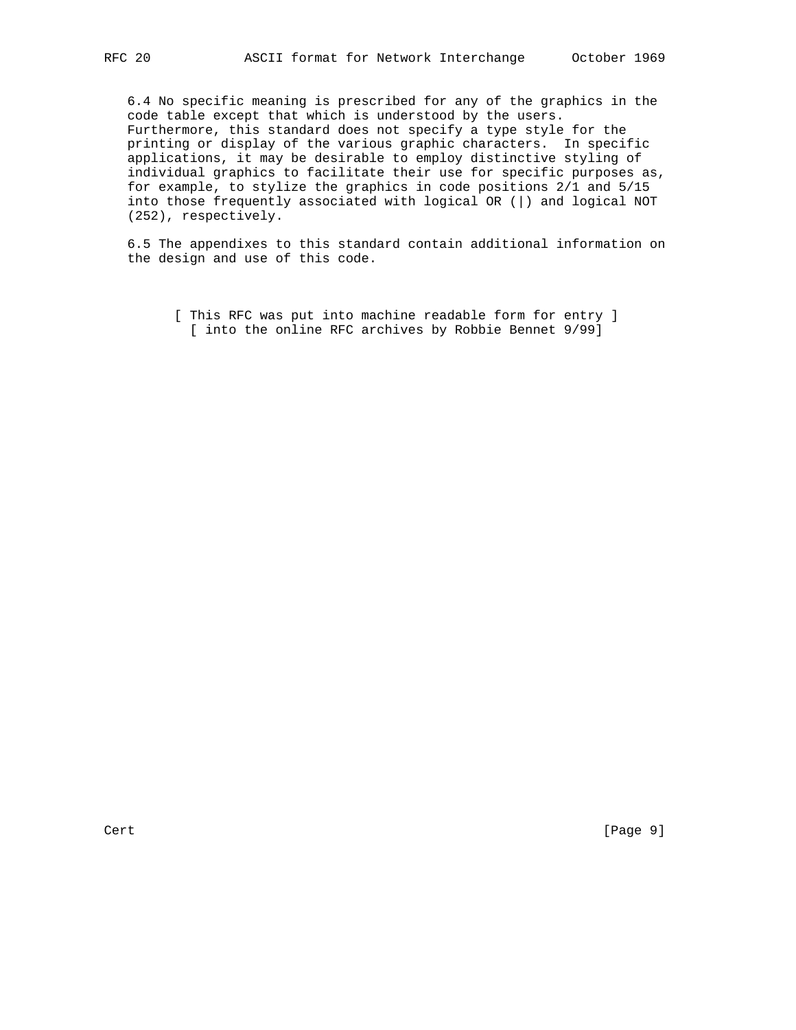6.4 No specific meaning is prescribed for any of the graphics in the code table except that which is understood by the users. Furthermore, this standard does not specify a type style for the printing or display of the various graphic characters. In specific applications, it may be desirable to employ distinctive styling of individual graphics to facilitate their use for specific purposes as, for example, to stylize the graphics in code positions 2/1 and 5/15 into those frequently associated with logical OR (|) and logical NOT (252), respectively.

6.5 The appendixes to this standard contain additional information on the design and use of this code.

[ This RFC was put into machine readable form for entry ]
[ into the online RFC archives by Robbie Bennet 9/99]